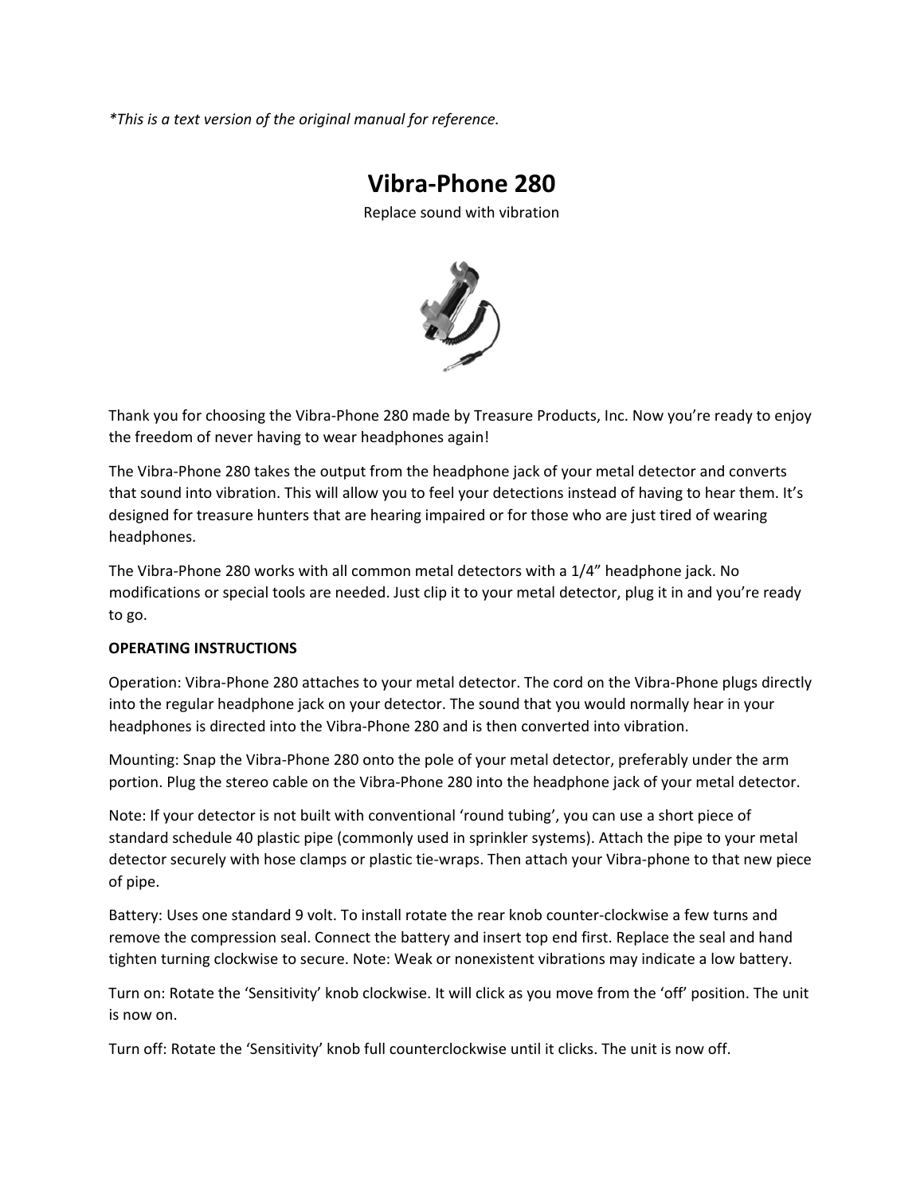*This is a text version of the original manual for reference.*

# Vibra-Phone 280

Replace sound with vibration

Thank you for choosing the Vibra-Phone 280 made by Treasure Products, Inc. Now you're ready to enjoy the freedom of never having to wear headphones again!

The Vibra-Phone 280 takes the output from the headphone jack of your metal detector and converts that sound into vibration. This will allow you to feel your detections instead of having to hear them. It's designed for treasure hunters that are hearing impaired or for those who are just tired of wearing headphones.

The Vibra-Phone 280 works with all common metal detectors with a 1/4" headphone jack. No modifications or special tools are needed. Just clip it to your metal detector, plug it in and you're ready to go.

**OPERATING INSTRUCTIONS**

Operation: Vibra-Phone 280 attaches to your metal detector. The cord on the Vibra-Phone plugs directly into the regular headphone jack on your detector. The sound that you would normally hear in your headphones is directed into the Vibra-Phone 280 and is then converted into vibration.

Mounting: Snap the Vibra-Phone 280 onto the pole of your metal detector, preferably under the arm portion. Plug the stereo cable on the Vibra-Phone 280 into the headphone jack of your metal detector.

Note: If your detector is not built with conventional 'round tubing', you can use a short piece of standard schedule 40 plastic pipe (commonly used in sprinkler systems). Attach the pipe to your metal detector securely with hose clamps or plastic tie-wraps. Then attach your Vibra-phone to that new piece of pipe.

Battery: Uses one standard 9 volt. To install rotate the rear knob counter-clockwise a few turns and remove the compression seal. Connect the battery and insert top end first. Replace the seal and hand tighten turning clockwise to secure. Note: Weak or nonexistent vibrations may indicate a low battery.

Turn on: Rotate the 'Sensitivity' knob clockwise. It will click as you move from the 'off' position. The unit is now on.

Turn off: Rotate the 'Sensitivity' knob full counterclockwise until it clicks. The unit is now off.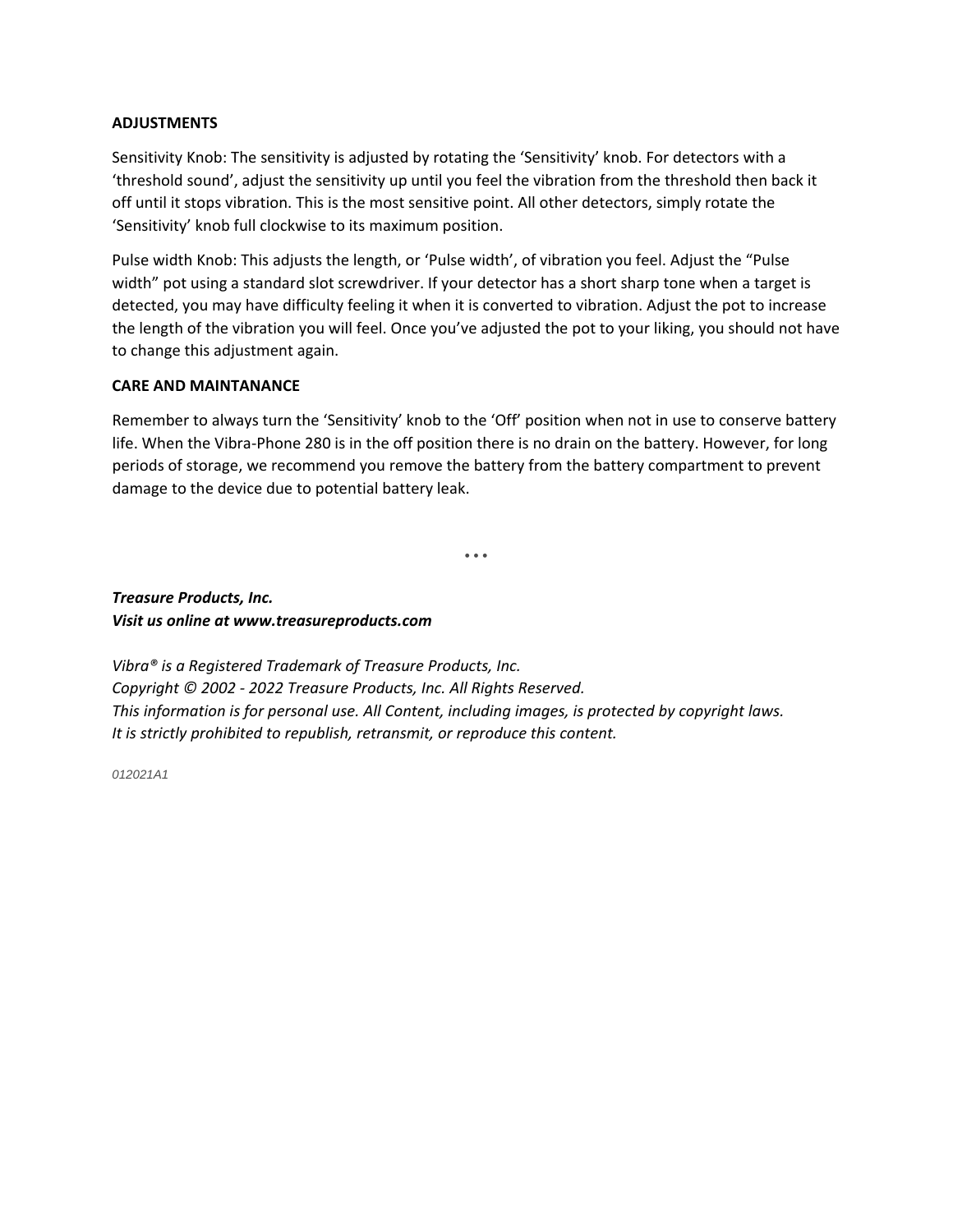## ADJUSTMENTS

Sensitivity Knob: The sensitivity is adjusted by rotating the 'Sensitivity' knob. For detectors with a 'threshold sound', adjust the sensitivity up until you feel the vibration from the threshold then back it off until it stops vibration. This is the most sensitive point. All other detectors, simply rotate the 'Sensitivity' knob full clockwise to its maximum position.

Pulse width Knob: This adjusts the length, or 'Pulse width', of vibration you feel. Adjust the "Pulse width" pot using a standard slot screwdriver. If your detector has a short sharp tone when a target is detected, you may have difficulty feeling it when it is converted to vibration. Adjust the pot to increase the length of the vibration you will feel. Once you've adjusted the pot to your liking, you should not have to change this adjustment again.

## CARE AND MAINTANANCE

Remember to always turn the 'Sensitivity' knob to the 'Off' position when not in use to conserve battery life. When the Vibra-Phone 280 is in the off position there is no drain on the battery. However, for long periods of storage, we recommend you remove the battery from the battery compartment to prevent damage to the device due to potential battery leak.

• • •

***Treasure Products, Inc.***
***Visit us online at www.treasureproducts.com***

*Vibra® is a Registered Trademark of Treasure Products, Inc.*
*Copyright © 2002 - 2022 Treasure Products, Inc. All Rights Reserved.*
*This information is for personal use. All Content, including images, is protected by copyright laws.*
*It is strictly prohibited to republish, retransmit, or reproduce this content.*

*012021A1*